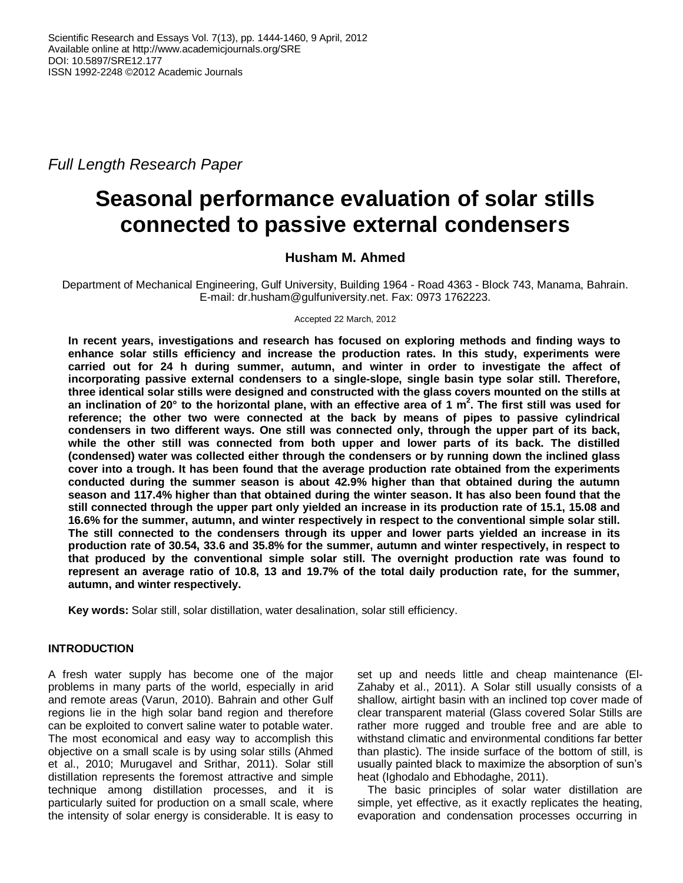Scientific Research and Essays Vol. 7(13), pp. 1444-1460, 9 April, 2012
Available online at http://www.academicjournals.org/SRE
DOI: 10.5897/SRE12.177
ISSN 1992-2248 ©2012 Academic Journals

*Full Length Research Paper*

# Seasonal performance evaluation of solar stills connected to passive external condensers

**Husham M. Ahmed**

Department of Mechanical Engineering, Gulf University, Building 1964 - Road 4363 - Block 743, Manama, Bahrain. E-mail: dr.husham@gulfuniversity.net. Fax: 0973 1762223.

Accepted 22 March, 2012

**In recent years, investigations and research has focused on exploring methods and finding ways to enhance solar stills efficiency and increase the production rates. In this study, experiments were carried out for 24 h during summer, autumn, and winter in order to investigate the affect of incorporating passive external condensers to a single-slope, single basin type solar still. Therefore, three identical solar stills were designed and constructed with the glass covers mounted on the stills at an inclination of 20° to the horizontal plane, with an effective area of 1 m$^2$. The first still was used for reference; the other two were connected at the back by means of pipes to passive cylindrical condensers in two different ways. One still was connected only, through the upper part of its back, while the other still was connected from both upper and lower parts of its back. The distilled (condensed) water was collected either through the condensers or by running down the inclined glass cover into a trough. It has been found that the average production rate obtained from the experiments conducted during the summer season is about 42.9% higher than that obtained during the autumn season and 117.4% higher than that obtained during the winter season. It has also been found that the still connected through the upper part only yielded an increase in its production rate of 15.1, 15.08 and 16.6% for the summer, autumn, and winter respectively in respect to the conventional simple solar still. The still connected to the condensers through its upper and lower parts yielded an increase in its production rate of 30.54, 33.6 and 35.8% for the summer, autumn and winter respectively, in respect to that produced by the conventional simple solar still. The overnight production rate was found to represent an average ratio of 10.8, 13 and 19.7% of the total daily production rate, for the summer, autumn, and winter respectively.**

**Key words:** Solar still, solar distillation, water desalination, solar still efficiency.

## INTRODUCTION

A fresh water supply has become one of the major problems in many parts of the world, especially in arid and remote areas (Varun, 2010). Bahrain and other Gulf regions lie in the high solar band region and therefore can be exploited to convert saline water to potable water. The most economical and easy way to accomplish this objective on a small scale is by using solar stills (Ahmed et al., 2010; Murugavel and Srithar, 2011). Solar still distillation represents the foremost attractive and simple technique among distillation processes, and it is particularly suited for production on a small scale, where the intensity of solar energy is considerable. It is easy to set up and needs little and cheap maintenance (El-Zahaby et al., 2011). A Solar still usually consists of a shallow, airtight basin with an inclined top cover made of clear transparent material (Glass covered Solar Stills are rather more rugged and trouble free and are able to withstand climatic and environmental conditions far better than plastic). The inside surface of the bottom of still, is usually painted black to maximize the absorption of sun's heat (Ighodalo and Ebhodaghe, 2011).

The basic principles of solar water distillation are simple, yet effective, as it exactly replicates the heating, evaporation and condensation processes occurring in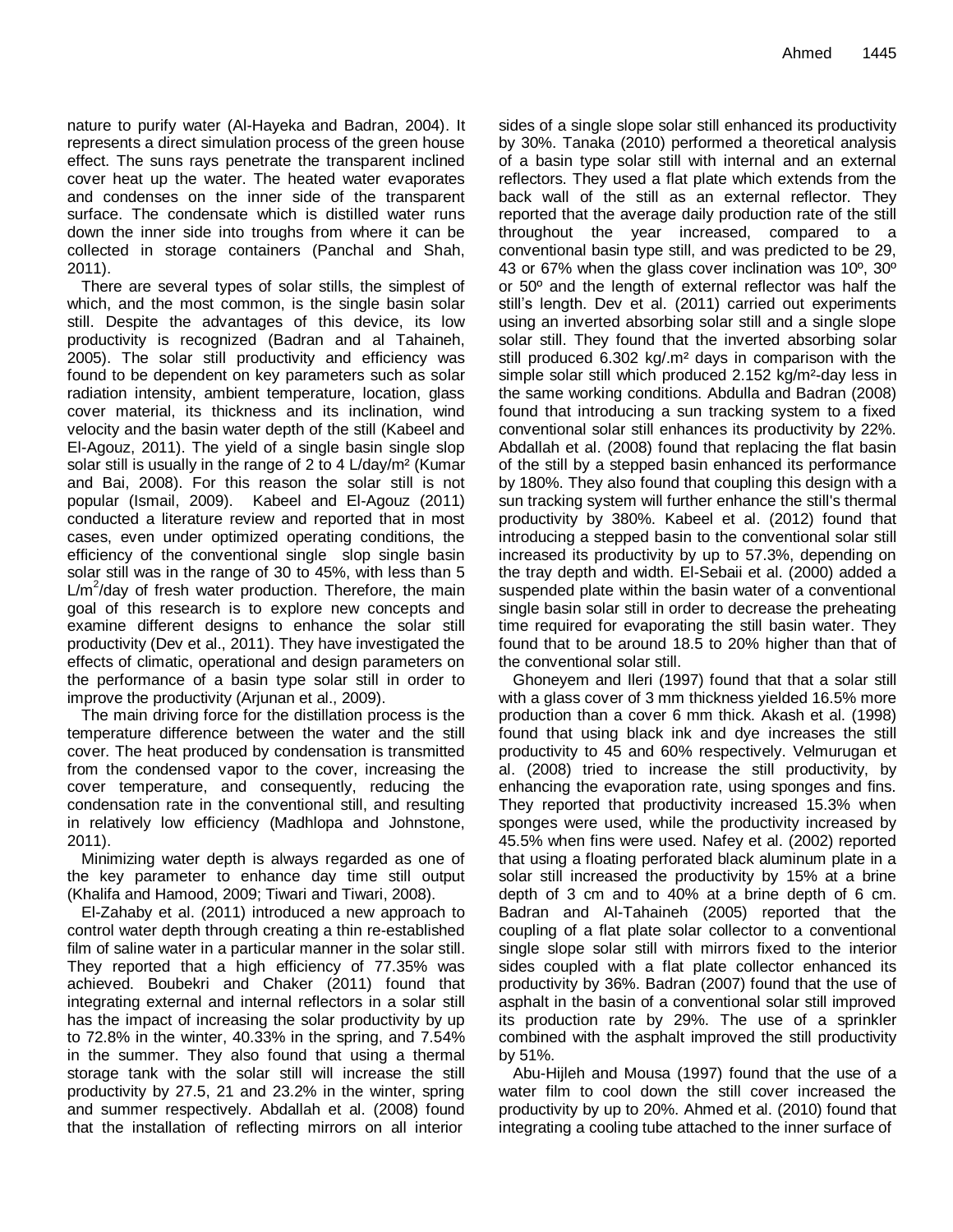nature to purify water (Al-Hayeka and Badran, 2004). It represents a direct simulation process of the green house effect. The suns rays penetrate the transparent inclined cover heat up the water. The heated water evaporates and condenses on the inner side of the transparent surface. The condensate which is distilled water runs down the inner side into troughs from where it can be collected in storage containers (Panchal and Shah, 2011).

There are several types of solar stills, the simplest of which, and the most common, is the single basin solar still. Despite the advantages of this device, its low productivity is recognized (Badran and al Tahaineh, 2005). The solar still productivity and efficiency was found to be dependent on key parameters such as solar radiation intensity, ambient temperature, location, glass cover material, its thickness and its inclination, wind velocity and the basin water depth of the still (Kabeel and El-Agouz, 2011). The yield of a single basin single slop solar still is usually in the range of 2 to 4 L/day/m² (Kumar and Bai, 2008). For this reason the solar still is not popular (Ismail, 2009). Kabeel and El-Agouz (2011) conducted a literature review and reported that in most cases, even under optimized operating conditions, the efficiency of the conventional single slop single basin solar still was in the range of 30 to 45%, with less than 5 L/m$^2$/day of fresh water production. Therefore, the main goal of this research is to explore new concepts and examine different designs to enhance the solar still productivity (Dev et al., 2011). They have investigated the effects of climatic, operational and design parameters on the performance of a basin type solar still in order to improve the productivity (Arjunan et al., 2009).

The main driving force for the distillation process is the temperature difference between the water and the still cover. The heat produced by condensation is transmitted from the condensed vapor to the cover, increasing the cover temperature, and consequently, reducing the condensation rate in the conventional still, and resulting in relatively low efficiency (Madhlopa and Johnstone, 2011).

Minimizing water depth is always regarded as one of the key parameter to enhance day time still output (Khalifa and Hamood, 2009; Tiwari and Tiwari, 2008).

El-Zahaby et al. (2011) introduced a new approach to control water depth through creating a thin re-established film of saline water in a particular manner in the solar still. They reported that a high efficiency of 77.35% was achieved. Boubekri and Chaker (2011) found that integrating external and internal reflectors in a solar still has the impact of increasing the solar productivity by up to 72.8% in the winter, 40.33% in the spring, and 7.54% in the summer. They also found that using a thermal storage tank with the solar still will increase the still productivity by 27.5, 21 and 23.2% in the winter, spring and summer respectively. Abdallah et al. (2008) found that the installation of reflecting mirrors on all interior sides of a single slope solar still enhanced its productivity by 30%. Tanaka (2010) performed a theoretical analysis of a basin type solar still with internal and an external reflectors. They used a flat plate which extends from the back wall of the still as an external reflector. They reported that the average daily production rate of the still throughout the year increased, compared to a conventional basin type still, and was predicted to be 29, 43 or 67% when the glass cover inclination was 10º, 30º or 50º and the length of external reflector was half the still's length. Dev et al. (2011) carried out experiments using an inverted absorbing solar still and a single slope solar still. They found that the inverted absorbing solar still produced 6.302 kg/.m² days in comparison with the simple solar still which produced 2.152 kg/m²-day less in the same working conditions. Abdulla and Badran (2008) found that introducing a sun tracking system to a fixed conventional solar still enhances its productivity by 22%. Abdallah et al. (2008) found that replacing the flat basin of the still by a stepped basin enhanced its performance by 180%. They also found that coupling this design with a sun tracking system will further enhance the still's thermal productivity by 380%. Kabeel et al. (2012) found that introducing a stepped basin to the conventional solar still increased its productivity by up to 57.3%, depending on the tray depth and width. El-Sebaii et al. (2000) added a suspended plate within the basin water of a conventional single basin solar still in order to decrease the preheating time required for evaporating the still basin water. They found that to be around 18.5 to 20% higher than that of the conventional solar still.

Ghoneyem and Ileri (1997) found that that a solar still with a glass cover of 3 mm thickness yielded 16.5% more production than a cover 6 mm thick. Akash et al. (1998) found that using black ink and dye increases the still productivity to 45 and 60% respectively. Velmurugan et al. (2008) tried to increase the still productivity, by enhancing the evaporation rate, using sponges and fins. They reported that productivity increased 15.3% when sponges were used, while the productivity increased by 45.5% when fins were used. Nafey et al. (2002) reported that using a floating perforated black aluminum plate in a solar still increased the productivity by 15% at a brine depth of 3 cm and to 40% at a brine depth of 6 cm. Badran and Al-Tahaineh (2005) reported that the coupling of a flat plate solar collector to a conventional single slope solar still with mirrors fixed to the interior sides coupled with a flat plate collector enhanced its productivity by 36%. Badran (2007) found that the use of asphalt in the basin of a conventional solar still improved its production rate by 29%. The use of a sprinkler combined with the asphalt improved the still productivity by 51%.

Abu-Hijleh and Mousa (1997) found that the use of a water film to cool down the still cover increased the productivity by up to 20%. Ahmed et al. (2010) found that integrating a cooling tube attached to the inner surface of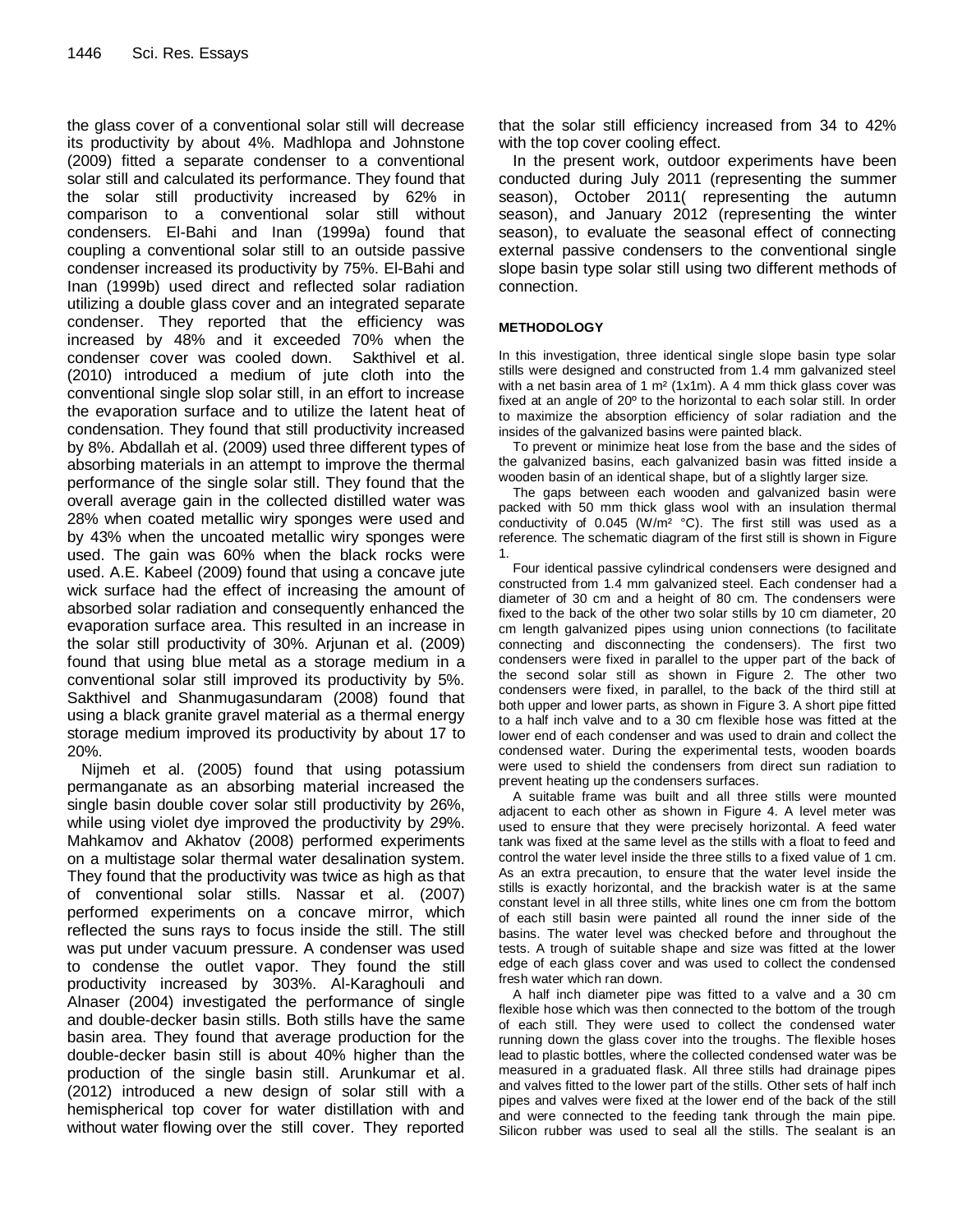the glass cover of a conventional solar still will decrease its productivity by about 4%. Madhlopa and Johnstone (2009) fitted a separate condenser to a conventional solar still and calculated its performance. They found that the solar still productivity increased by 62% in comparison to a conventional solar still without condensers. El-Bahi and Inan (1999a) found that coupling a conventional solar still to an outside passive condenser increased its productivity by 75%. El-Bahi and Inan (1999b) used direct and reflected solar radiation utilizing a double glass cover and an integrated separate condenser. They reported that the efficiency was increased by 48% and it exceeded 70% when the condenser cover was cooled down. Sakthivel et al. (2010) introduced a medium of jute cloth into the conventional single slop solar still, in an effort to increase the evaporation surface and to utilize the latent heat of condensation. They found that still productivity increased by 8%. Abdallah et al. (2009) used three different types of absorbing materials in an attempt to improve the thermal performance of the single solar still. They found that the overall average gain in the collected distilled water was 28% when coated metallic wiry sponges were used and by 43% when the uncoated metallic wiry sponges were used. The gain was 60% when the black rocks were used. A.E. Kabeel (2009) found that using a concave jute wick surface had the effect of increasing the amount of absorbed solar radiation and consequently enhanced the evaporation surface area. This resulted in an increase in the solar still productivity of 30%. Arjunan et al. (2009) found that using blue metal as a storage medium in a conventional solar still improved its productivity by 5%. Sakthivel and Shanmugasundaram (2008) found that using a black granite gravel material as a thermal energy storage medium improved its productivity by about 17 to 20%.

Nijmeh et al. (2005) found that using potassium permanganate as an absorbing material increased the single basin double cover solar still productivity by 26%, while using violet dye improved the productivity by 29%. Mahkamov and Akhatov (2008) performed experiments on a multistage solar thermal water desalination system. They found that the productivity was twice as high as that of conventional solar stills. Nassar et al. (2007) performed experiments on a concave mirror, which reflected the suns rays to focus inside the still. The still was put under vacuum pressure. A condenser was used to condense the outlet vapor. They found the still productivity increased by 303%. Al-Karaghouli and Alnaser (2004) investigated the performance of single and double-decker basin stills. Both stills have the same basin area. They found that average production for the double-decker basin still is about 40% higher than the production of the single basin still. Arunkumar et al. (2012) introduced a new design of solar still with a hemispherical top cover for water distillation with and without water flowing over the still cover. They reported that the solar still efficiency increased from 34 to 42% with the top cover cooling effect.

In the present work, outdoor experiments have been conducted during July 2011 (representing the summer season), October 2011( representing the autumn season), and January 2012 (representing the winter season), to evaluate the seasonal effect of connecting external passive condensers to the conventional single slope basin type solar still using two different methods of connection.

## METHODOLOGY

In this investigation, three identical single slope basin type solar stills were designed and constructed from 1.4 mm galvanized steel with a net basin area of 1 m² (1x1m). A 4 mm thick glass cover was fixed at an angle of 20º to the horizontal to each solar still. In order to maximize the absorption efficiency of solar radiation and the insides of the galvanized basins were painted black.

To prevent or minimize heat lose from the base and the sides of the galvanized basins, each galvanized basin was fitted inside a wooden basin of an identical shape, but of a slightly larger size.

The gaps between each wooden and galvanized basin were packed with 50 mm thick glass wool with an insulation thermal conductivity of 0.045 (W/m² °C). The first still was used as a reference. The schematic diagram of the first still is shown in Figure 1.

Four identical passive cylindrical condensers were designed and constructed from 1.4 mm galvanized steel. Each condenser had a diameter of 30 cm and a height of 80 cm. The condensers were fixed to the back of the other two solar stills by 10 cm diameter, 20 cm length galvanized pipes using union connections (to facilitate connecting and disconnecting the condensers). The first two condensers were fixed in parallel to the upper part of the back of the second solar still as shown in Figure 2. The other two condensers were fixed, in parallel, to the back of the third still at both upper and lower parts, as shown in Figure 3. A short pipe fitted to a half inch valve and to a 30 cm flexible hose was fitted at the lower end of each condenser and was used to drain and collect the condensed water. During the experimental tests, wooden boards were used to shield the condensers from direct sun radiation to prevent heating up the condensers surfaces.

A suitable frame was built and all three stills were mounted adjacent to each other as shown in Figure 4. A level meter was used to ensure that they were precisely horizontal. A feed water tank was fixed at the same level as the stills with a float to feed and control the water level inside the three stills to a fixed value of 1 cm. As an extra precaution, to ensure that the water level inside the stills is exactly horizontal, and the brackish water is at the same constant level in all three stills, white lines one cm from the bottom of each still basin were painted all round the inner side of the basins. The water level was checked before and throughout the tests. A trough of suitable shape and size was fitted at the lower edge of each glass cover and was used to collect the condensed fresh water which ran down.

A half inch diameter pipe was fitted to a valve and a 30 cm flexible hose which was then connected to the bottom of the trough of each still. They were used to collect the condensed water running down the glass cover into the troughs. The flexible hoses lead to plastic bottles, where the collected condensed water was be measured in a graduated flask. All three stills had drainage pipes and valves fitted to the lower part of the stills. Other sets of half inch pipes and valves were fixed at the lower end of the back of the still and were connected to the feeding tank through the main pipe. Silicon rubber was used to seal all the stills. The sealant is an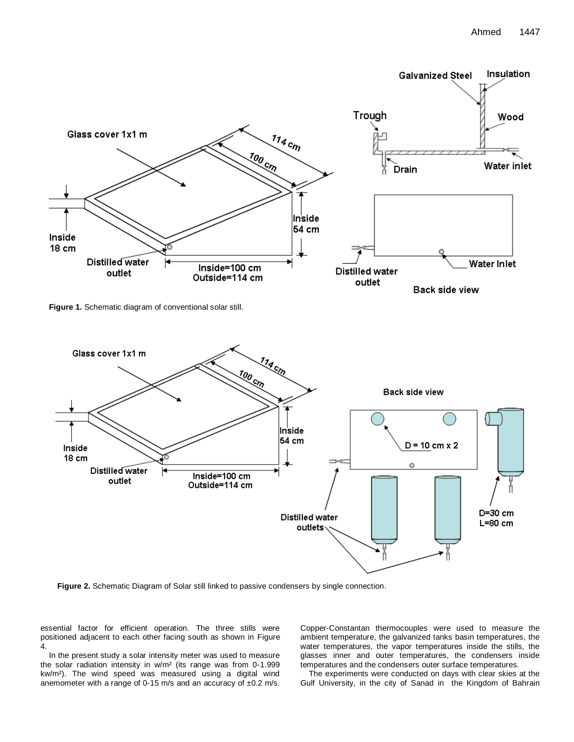Figure 1. Schematic diagram of conventional solar still.

Figure 2. Schematic Diagram of Solar still linked to passive condensers by single connection.

essential factor for efficient operation. The three stills were positioned adjacent to each other facing south as shown in Figure 4.

In the present study a solar intensity meter was used to measure the solar radiation intensity in w/m² (its range was from 0-1.999 kw/m²). The wind speed was measured using a digital wind anemometer with a range of 0-15 m/s and an accuracy of ±0.2 m/s. Copper-Constantan thermocouples were used to measure the ambient temperature, the galvanized tanks basin temperatures, the water temperatures, the vapor temperatures inside the stills, the glasses inner and outer temperatures, the condensers inside temperatures and the condensers outer surface temperatures.

The experiments were conducted on days with clear skies at the Gulf University, in the city of Sanad in the Kingdom of Bahrain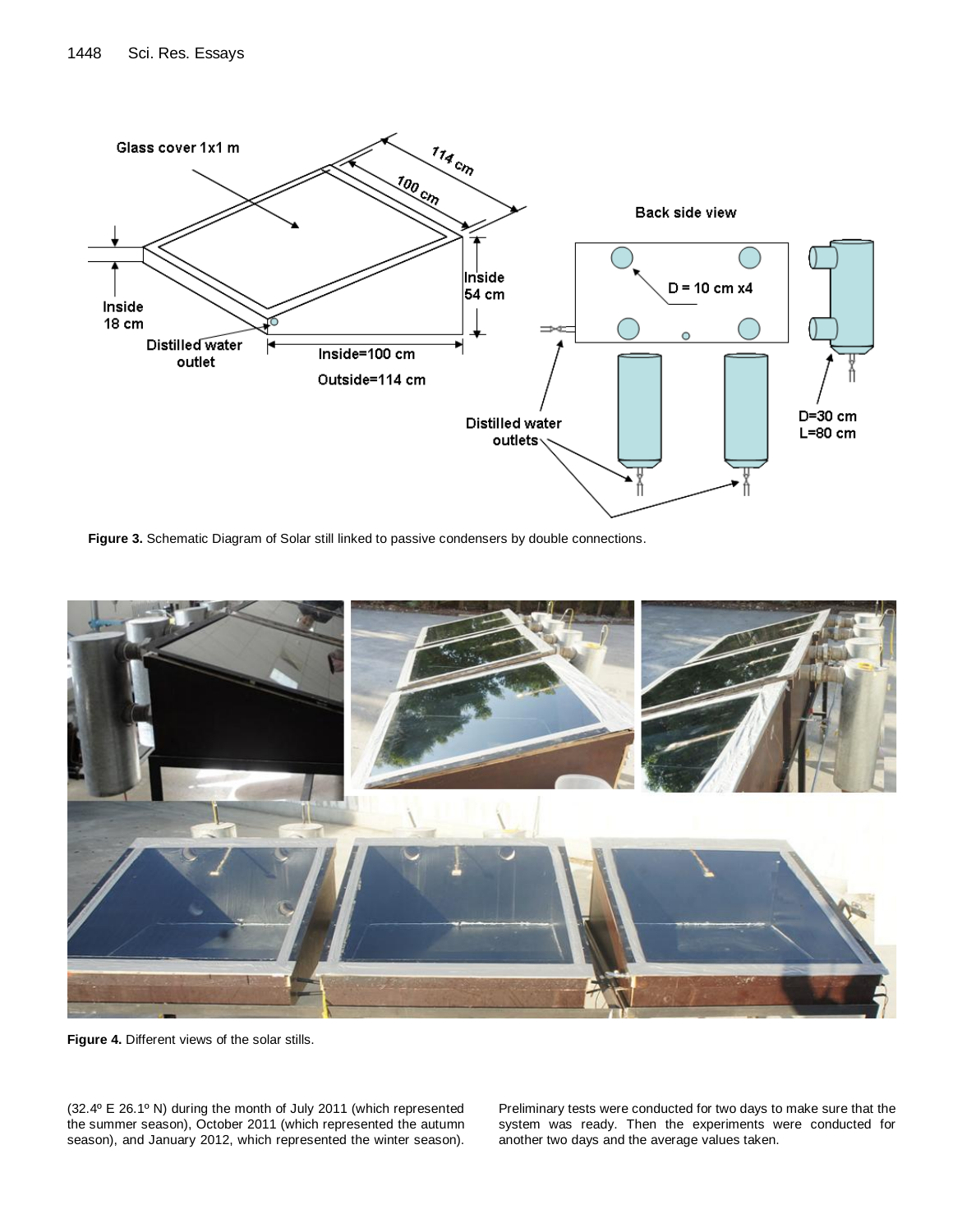**Figure 3.** Schematic Diagram of Solar still linked to passive condensers by double connections.

**Figure 4.** Different views of the solar stills.

(32.4° E 26.1° N) during the month of July 2011 (which represented the summer season), October 2011 (which represented the autumn season), and January 2012, which represented the winter season). Preliminary tests were conducted for two days to make sure that the system was ready. Then the experiments were conducted for another two days and the average values taken.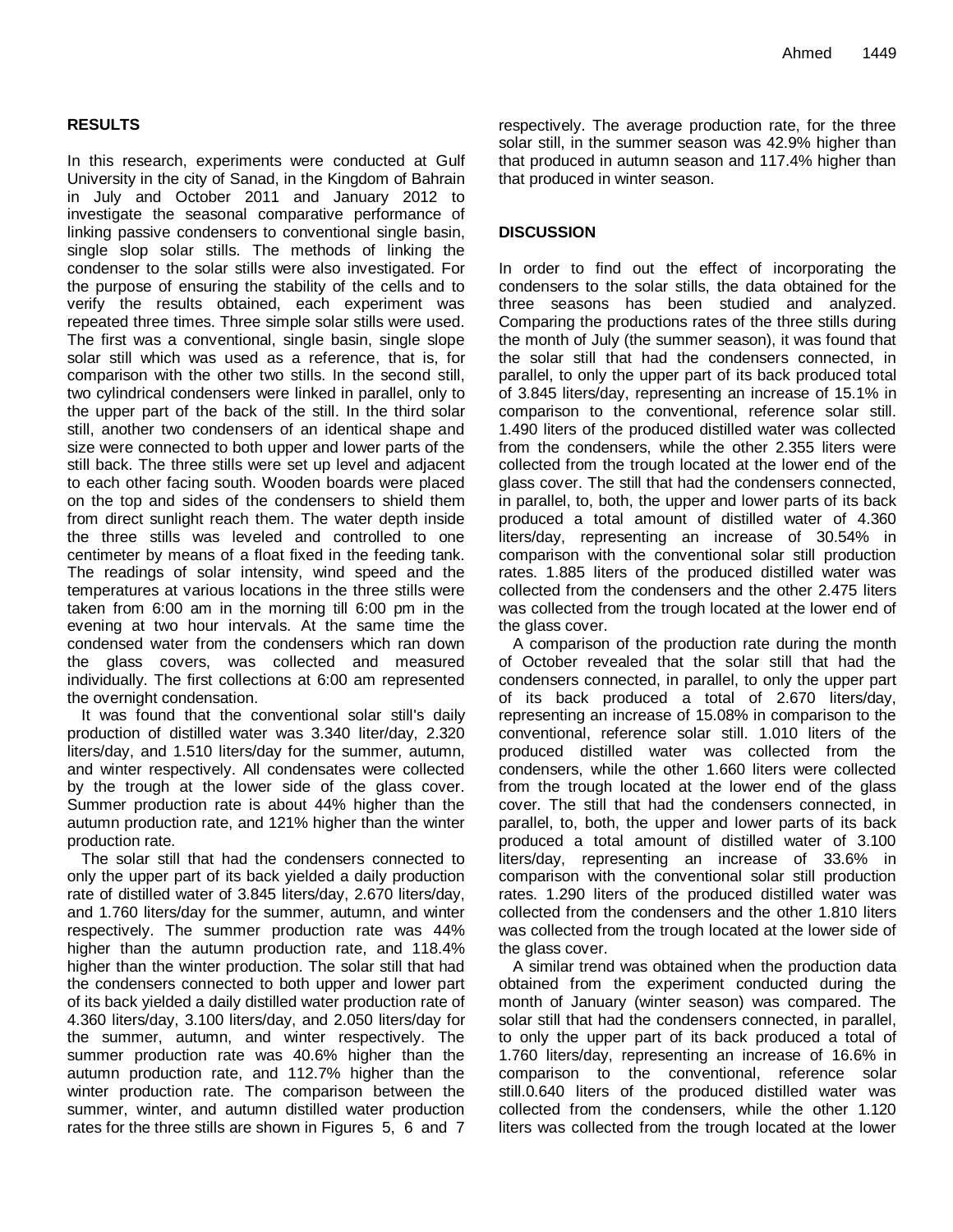## RESULTS

In this research, experiments were conducted at Gulf University in the city of Sanad, in the Kingdom of Bahrain in July and October 2011 and January 2012 to investigate the seasonal comparative performance of linking passive condensers to conventional single basin, single slop solar stills. The methods of linking the condenser to the solar stills were also investigated. For the purpose of ensuring the stability of the cells and to verify the results obtained, each experiment was repeated three times. Three simple solar stills were used. The first was a conventional, single basin, single slope solar still which was used as a reference, that is, for comparison with the other two stills. In the second still, two cylindrical condensers were linked in parallel, only to the upper part of the back of the still. In the third solar still, another two condensers of an identical shape and size were connected to both upper and lower parts of the still back. The three stills were set up level and adjacent to each other facing south. Wooden boards were placed on the top and sides of the condensers to shield them from direct sunlight reach them. The water depth inside the three stills was leveled and controlled to one centimeter by means of a float fixed in the feeding tank. The readings of solar intensity, wind speed and the temperatures at various locations in the three stills were taken from 6:00 am in the morning till 6:00 pm in the evening at two hour intervals. At the same time the condensed water from the condensers which ran down the glass covers, was collected and measured individually. The first collections at 6:00 am represented the overnight condensation.

It was found that the conventional solar still's daily production of distilled water was 3.340 liter/day, 2.320 liters/day, and 1.510 liters/day for the summer, autumn, and winter respectively. All condensates were collected by the trough at the lower side of the glass cover. Summer production rate is about 44% higher than the autumn production rate, and 121% higher than the winter production rate.

The solar still that had the condensers connected to only the upper part of its back yielded a daily production rate of distilled water of 3.845 liters/day, 2.670 liters/day, and 1.760 liters/day for the summer, autumn, and winter respectively. The summer production rate was 44% higher than the autumn production rate, and 118.4% higher than the winter production. The solar still that had the condensers connected to both upper and lower part of its back yielded a daily distilled water production rate of 4.360 liters/day, 3.100 liters/day, and 2.050 liters/day for the summer, autumn, and winter respectively. The summer production rate was 40.6% higher than the autumn production rate, and 112.7% higher than the winter production rate. The comparison between the summer, winter, and autumn distilled water production rates for the three stills are shown in Figures 5, 6 and 7 respectively. The average production rate, for the three solar still, in the summer season was 42.9% higher than that produced in autumn season and 117.4% higher than that produced in winter season.

## DISCUSSION

In order to find out the effect of incorporating the condensers to the solar stills, the data obtained for the three seasons has been studied and analyzed. Comparing the productions rates of the three stills during the month of July (the summer season), it was found that the solar still that had the condensers connected, in parallel, to only the upper part of its back produced total of 3.845 liters/day, representing an increase of 15.1% in comparison to the conventional, reference solar still. 1.490 liters of the produced distilled water was collected from the condensers, while the other 2.355 liters were collected from the trough located at the lower end of the glass cover. The still that had the condensers connected, in parallel, to, both, the upper and lower parts of its back produced a total amount of distilled water of 4.360 liters/day, representing an increase of 30.54% in comparison with the conventional solar still production rates. 1.885 liters of the produced distilled water was collected from the condensers and the other 2.475 liters was collected from the trough located at the lower end of the glass cover.

A comparison of the production rate during the month of October revealed that the solar still that had the condensers connected, in parallel, to only the upper part of its back produced a total of 2.670 liters/day, representing an increase of 15.08% in comparison to the conventional, reference solar still. 1.010 liters of the produced distilled water was collected from the condensers, while the other 1.660 liters were collected from the trough located at the lower end of the glass cover. The still that had the condensers connected, in parallel, to, both, the upper and lower parts of its back produced a total amount of distilled water of 3.100 liters/day, representing an increase of 33.6% in comparison with the conventional solar still production rates. 1.290 liters of the produced distilled water was collected from the condensers and the other 1.810 liters was collected from the trough located at the lower side of the glass cover.

A similar trend was obtained when the production data obtained from the experiment conducted during the month of January (winter season) was compared. The solar still that had the condensers connected, in parallel, to only the upper part of its back produced a total of 1.760 liters/day, representing an increase of 16.6% in comparison to the conventional, reference solar still.0.640 liters of the produced distilled water was collected from the condensers, while the other 1.120 liters was collected from the trough located at the lower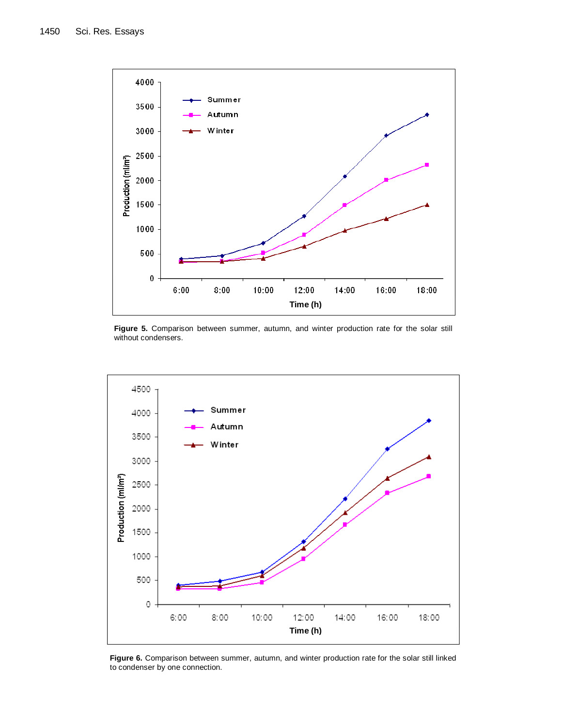**Figure 5.** Comparison between summer, autumn, and winter production rate for the solar still without condensers.

**Figure 6.** Comparison between summer, autumn, and winter production rate for the solar still linked to condenser by one connection.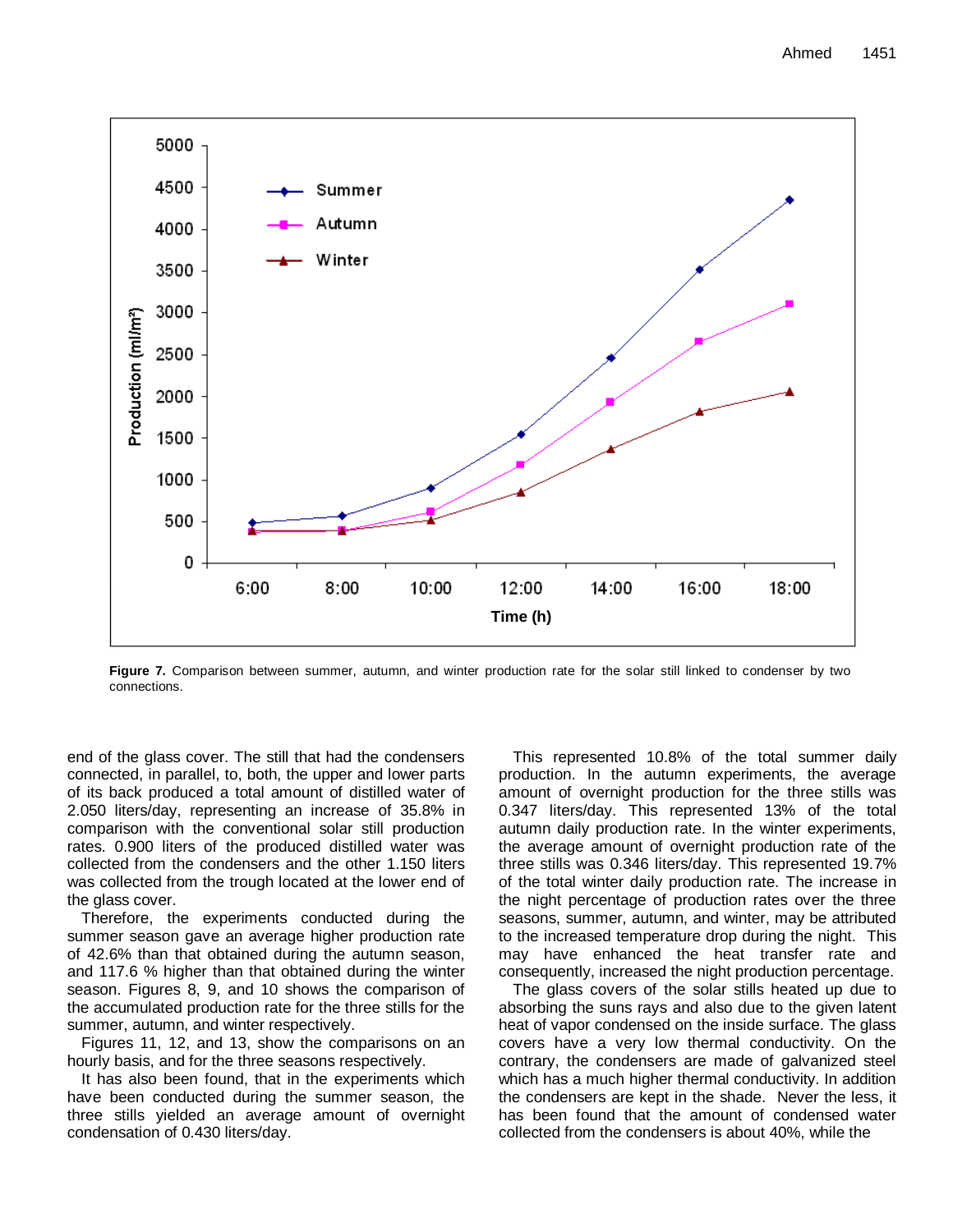**Figure 7.** Comparison between summer, autumn, and winter production rate for the solar still linked to condenser by two connections.

end of the glass cover. The still that had the condensers connected, in parallel, to, both, the upper and lower parts of its back produced a total amount of distilled water of 2.050 liters/day, representing an increase of 35.8% in comparison with the conventional solar still production rates. 0.900 liters of the produced distilled water was collected from the condensers and the other 1.150 liters was collected from the trough located at the lower end of the glass cover.

Therefore, the experiments conducted during the summer season gave an average higher production rate of 42.6% than that obtained during the autumn season, and 117.6 % higher than that obtained during the winter season. Figures 8, 9, and 10 shows the comparison of the accumulated production rate for the three stills for the summer, autumn, and winter respectively.

Figures 11, 12, and 13, show the comparisons on an hourly basis, and for the three seasons respectively.

It has also been found, that in the experiments which have been conducted during the summer season, the three stills yielded an average amount of overnight condensation of 0.430 liters/day.

This represented 10.8% of the total summer daily production. In the autumn experiments, the average amount of overnight production for the three stills was 0.347 liters/day. This represented 13% of the total autumn daily production rate. In the winter experiments, the average amount of overnight production rate of the three stills was 0.346 liters/day. This represented 19.7% of the total winter daily production rate. The increase in the night percentage of production rates over the three seasons, summer, autumn, and winter, may be attributed to the increased temperature drop during the night. This may have enhanced the heat transfer rate and consequently, increased the night production percentage.

The glass covers of the solar stills heated up due to absorbing the suns rays and also due to the given latent heat of vapor condensed on the inside surface. The glass covers have a very low thermal conductivity. On the contrary, the condensers are made of galvanized steel which has a much higher thermal conductivity. In addition the condensers are kept in the shade. Never the less, it has been found that the amount of condensed water collected from the condensers is about 40%, while the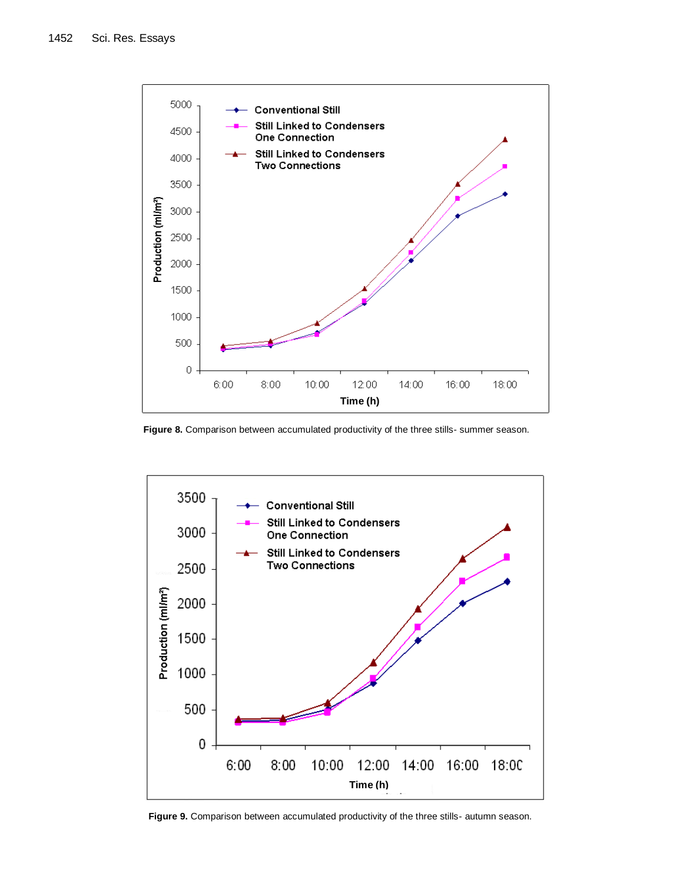Figure 8. Comparison between accumulated productivity of the three stills- summer season.

Figure 9. Comparison between accumulated productivity of the three stills- autumn season.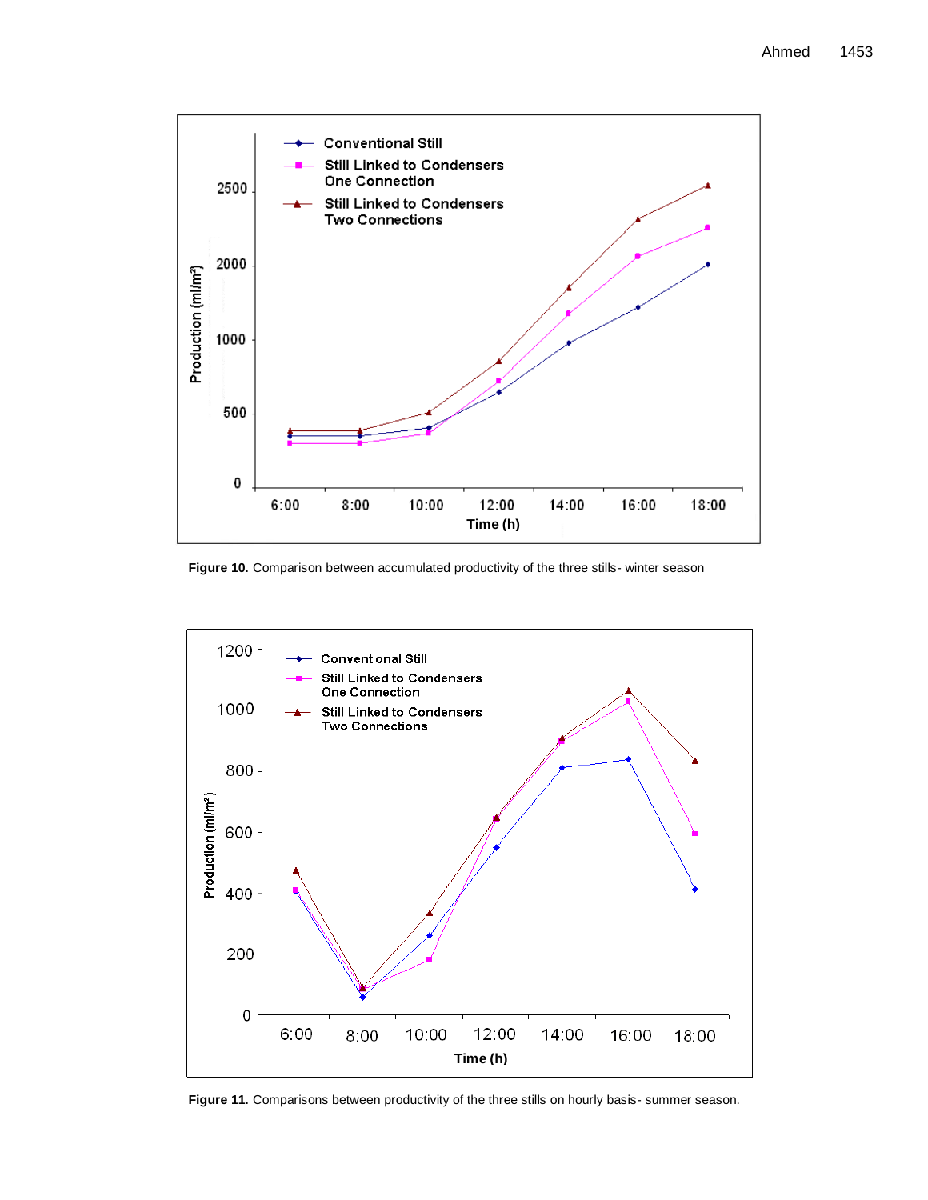**Figure 10.** Comparison between accumulated productivity of the three stills- winter season

**Figure 11.** Comparisons between productivity of the three stills on hourly basis- summer season.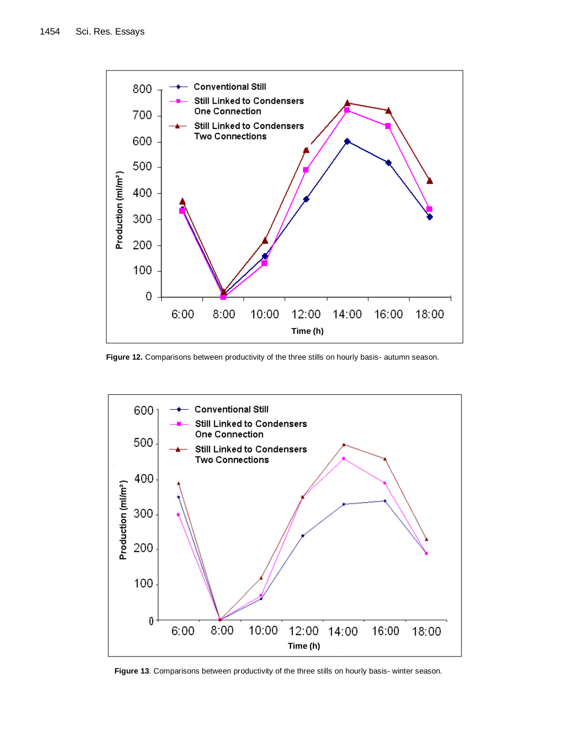**Figure 12.** Comparisons between productivity of the three stills on hourly basis- autumn season.

**Figure 13**. Comparisons between productivity of the three stills on hourly basis- winter season.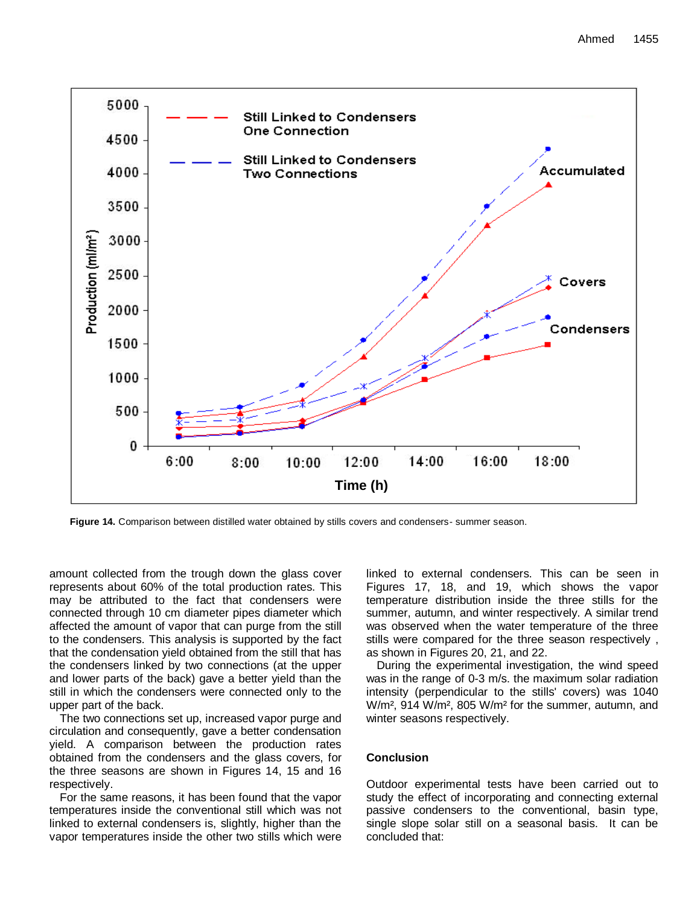Figure 14. Comparison between distilled water obtained by stills covers and condensers- summer season.

amount collected from the trough down the glass cover represents about 60% of the total production rates. This may be attributed to the fact that condensers were connected through 10 cm diameter pipes diameter which affected the amount of vapor that can purge from the still to the condensers. This analysis is supported by the fact that the condensation yield obtained from the still that has the condensers linked by two connections (at the upper and lower parts of the back) gave a better yield than the still in which the condensers were connected only to the upper part of the back.

The two connections set up, increased vapor purge and circulation and consequently, gave a better condensation yield. A comparison between the production rates obtained from the condensers and the glass covers, for the three seasons are shown in Figures 14, 15 and 16 respectively.

For the same reasons, it has been found that the vapor temperatures inside the conventional still which was not linked to external condensers is, slightly, higher than the vapor temperatures inside the other two stills which were linked to external condensers. This can be seen in Figures 17, 18, and 19, which shows the vapor temperature distribution inside the three stills for the summer, autumn, and winter respectively. A similar trend was observed when the water temperature of the three stills were compared for the three season respectively , as shown in Figures 20, 21, and 22.

During the experimental investigation, the wind speed was in the range of 0-3 m/s. the maximum solar radiation intensity (perpendicular to the stills' covers) was 1040 W/m², 914 W/m², 805 W/m² for the summer, autumn, and winter seasons respectively.

## Conclusion

Outdoor experimental tests have been carried out to study the effect of incorporating and connecting external passive condensers to the conventional, basin type, single slope solar still on a seasonal basis. It can be concluded that: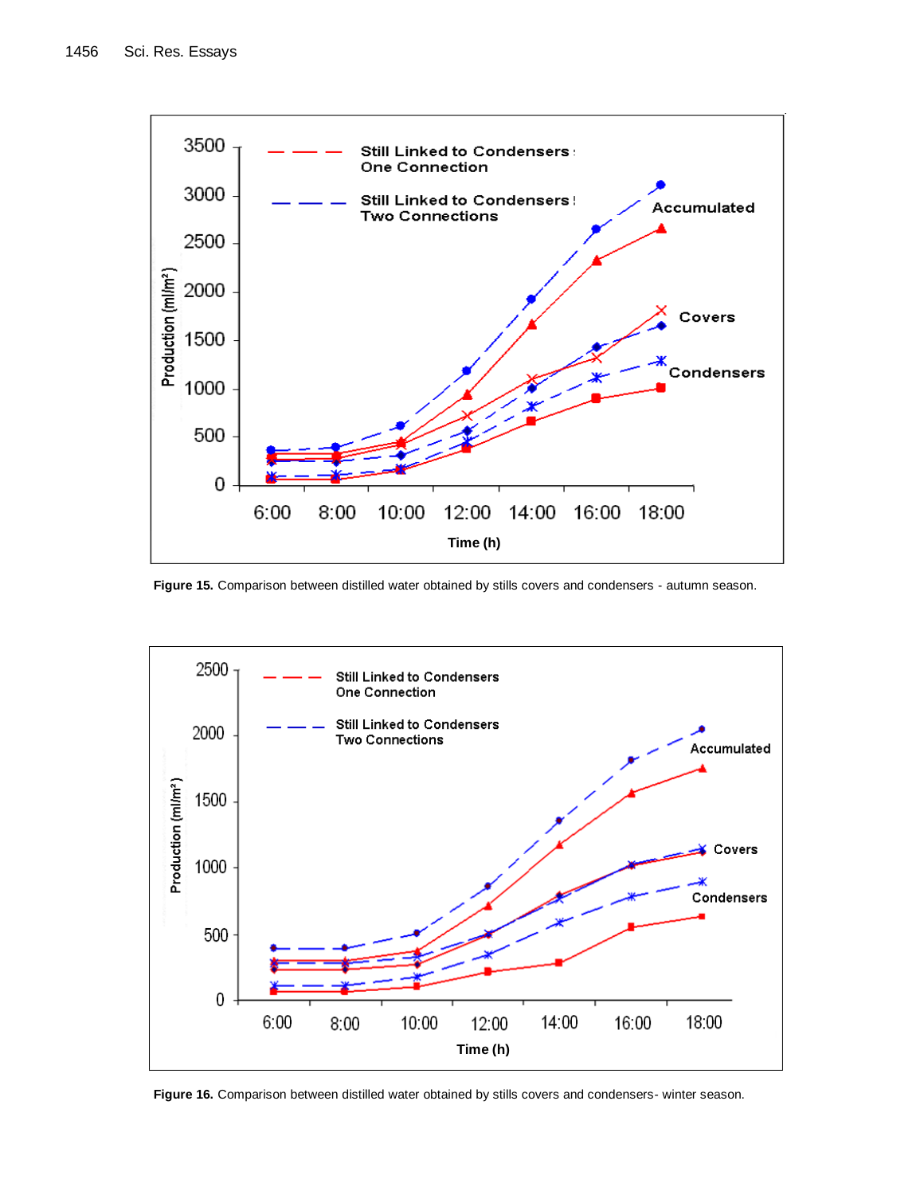Figure 15. Comparison between distilled water obtained by stills covers and condensers - autumn season.

Figure 16. Comparison between distilled water obtained by stills covers and condensers- winter season.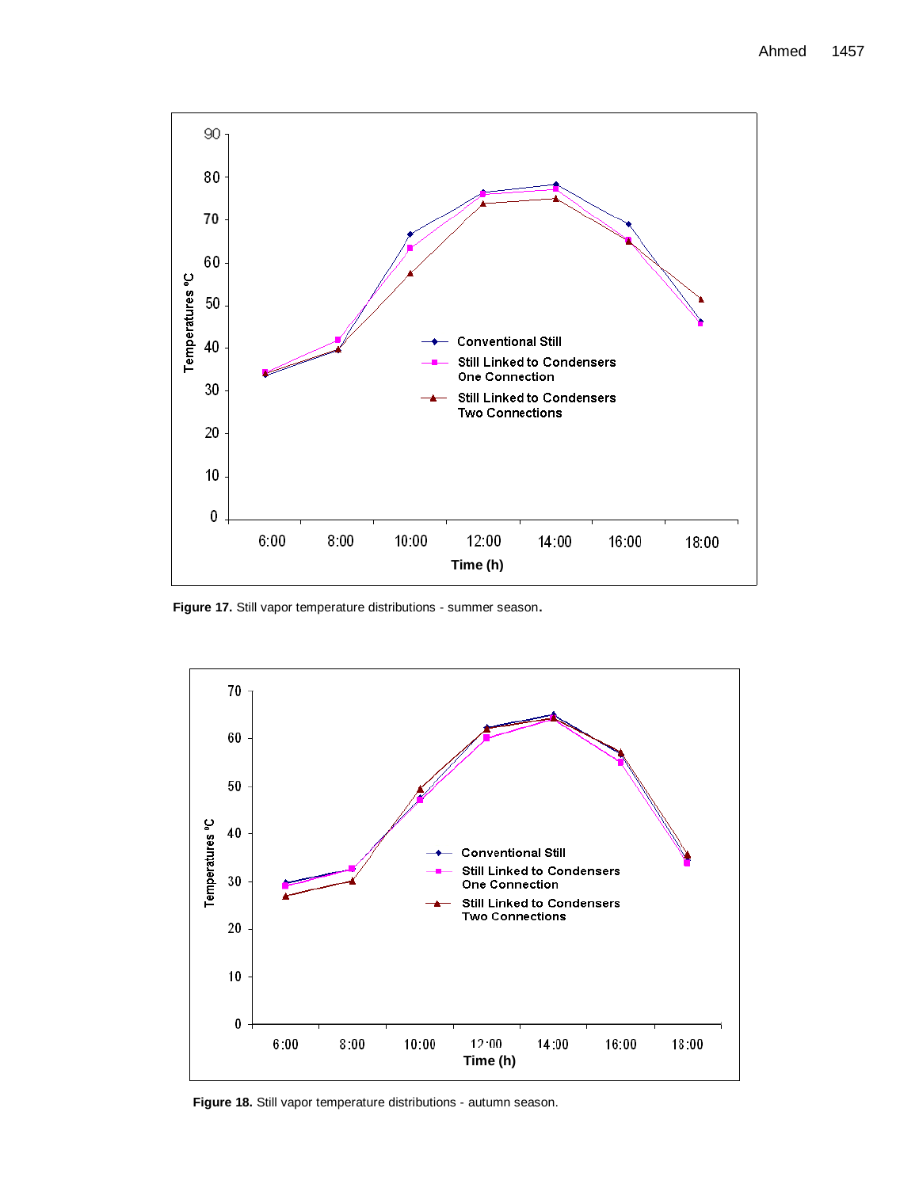**Figure 17.** Still vapor temperature distributions - summer season.

**Figure 18.** Still vapor temperature distributions - autumn season.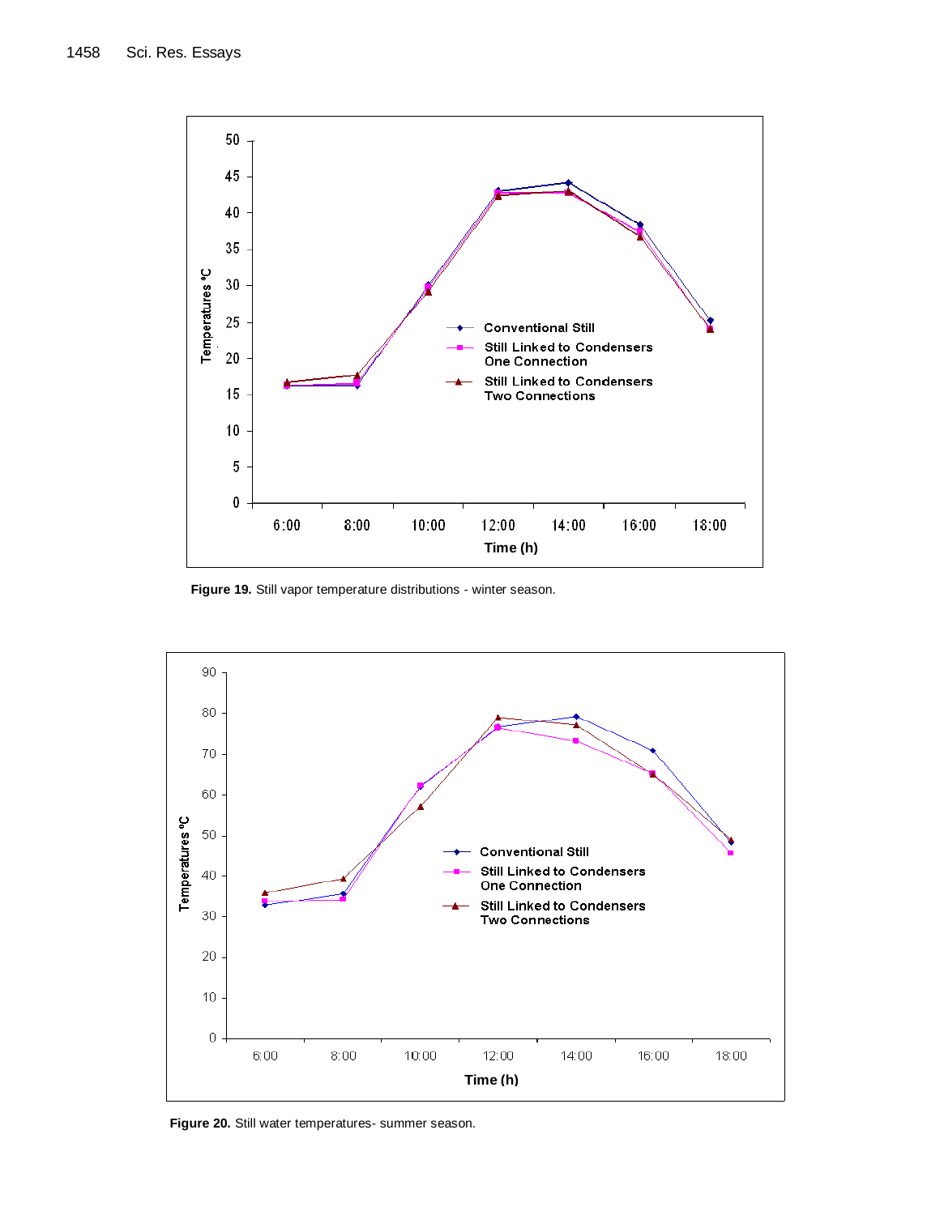**Figure 19.** Still vapor temperature distributions - winter season.

**Figure 20.** Still water temperatures- summer season.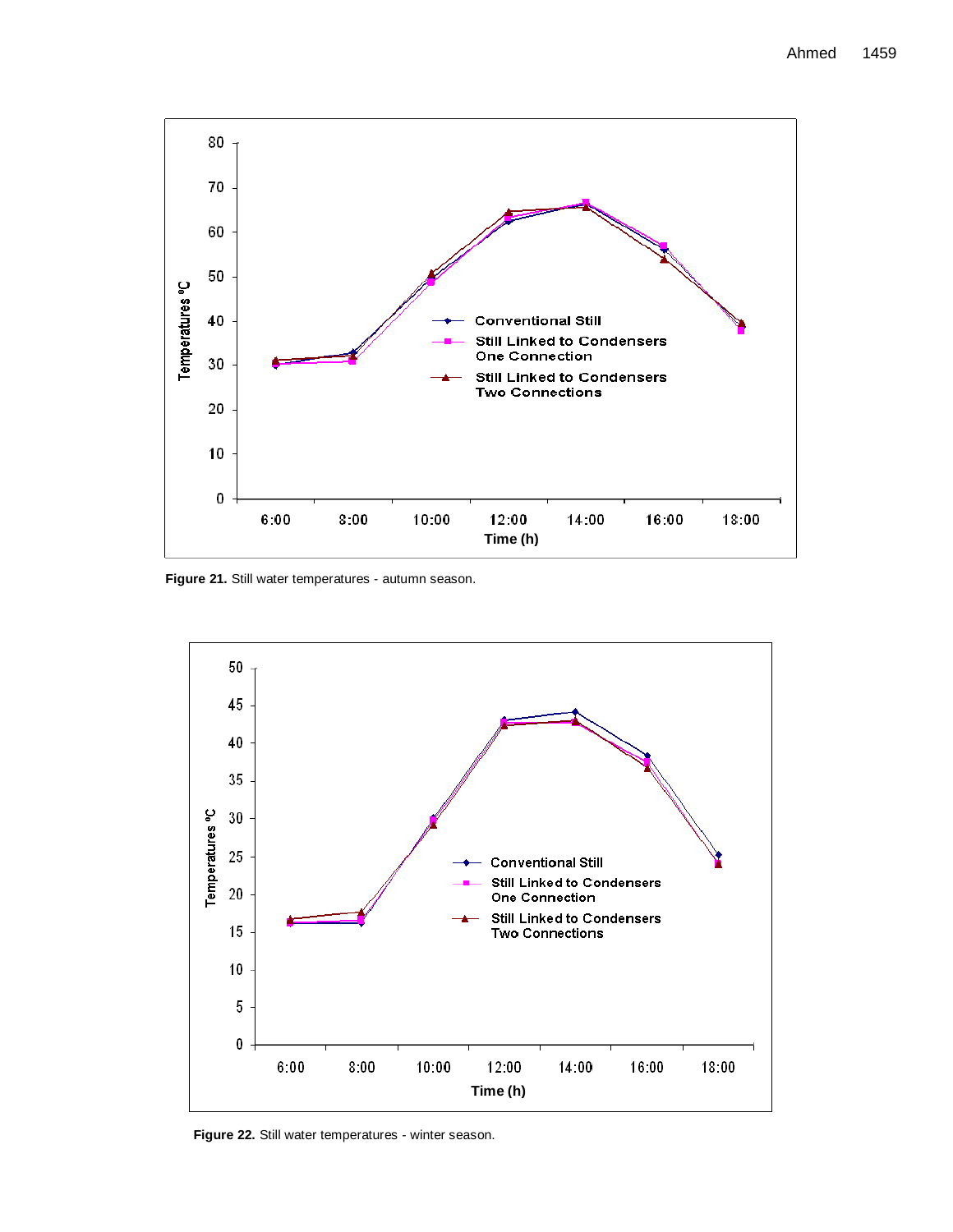**Figure 21.** Still water temperatures - autumn season.

**Figure 22.** Still water temperatures - winter season.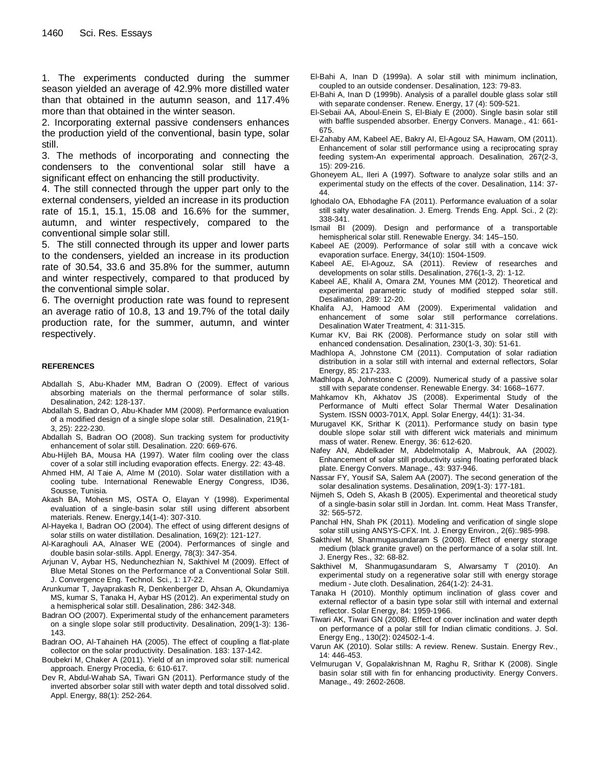1. The experiments conducted during the summer season yielded an average of 42.9% more distilled water than that obtained in the autumn season, and 117.4% more than that obtained in the winter season.
2. Incorporating external passive condensers enhances the production yield of the conventional, basin type, solar still.
3. The methods of incorporating and connecting the condensers to the conventional solar still have a significant effect on enhancing the still productivity.
4. The still connected through the upper part only to the external condensers, yielded an increase in its production rate of 15.1, 15.1, 15.08 and 16.6% for the summer, autumn, and winter respectively, compared to the conventional simple solar still.
5. The still connected through its upper and lower parts to the condensers, yielded an increase in its production rate of 30.54, 33.6 and 35.8% for the summer, autumn and winter respectively, compared to that produced by the conventional simple solar.
6. The overnight production rate was found to represent an average ratio of 10.8, 13 and 19.7% of the total daily production rate, for the summer, autumn, and winter respectively.

## REFERENCES

Abdallah S, Abu-Khader MM, Badran O (2009). Effect of various absorbing materials on the thermal performance of solar stills. Desalination, 242: 128-137.

Abdallah S, Badran O, Abu-Khader MM (2008). Performance evaluation of a modified design of a single slope solar still. Desalination, 219(1-3, 25): 222-230.

Abdallah S, Badran OO (2008). Sun tracking system for productivity enhancement of solar still. Desalination. 220: 669-676.

Abu-Hijleh BA, Mousa HA (1997). Water film cooling over the class cover of a solar still including evaporation effects. Energy. 22: 43-48.

Ahmed HM, Al Taie A, Alme M (2010). Solar water distillation with a cooling tube. International Renewable Energy Congress, ID36, Sousse, Tunisia.

Akash BA, Mohesn MS, OSTA O, Elayan Y (1998). Experimental evaluation of a single-basin solar still using different absorbent materials. Renew. Energy,14(1-4): 307-310.

Al-Hayeka I, Badran OO (2004). The effect of using different designs of solar stills on water distillation. Desalination, 169(2): 121-127.

Al-Karaghouli AA, Alnaser WE (2004). Performances of single and double basin solar-stills. Appl. Energy, 78(3): 347-354.

Arjunan V, Aybar HS, Nedunchezhian N, Sakthivel M (2009). Effect of Blue Metal Stones on the Performance of a Conventional Solar Still. J. Convergence Eng. Technol. Sci., 1: 17-22.

Arunkumar T, Jayaprakash R, Denkenberger D, Ahsan A, Okundamiya MS, kumar S, Tanaka H, Aybar HS (2012). An experimental study on a hemispherical solar still. Desalination, 286: 342-348.

Badran OO (2007). Experimental study of the enhancement parameters on a single slope solar still productivity. Desalination, 209(1-3): 136-143.

Badran OO, Al-Tahaineh HA (2005). The effect of coupling a flat-plate collector on the solar productivity. Desalination. 183: 137-142.

Boubekri M, Chaker A (2011). Yield of an improved solar still: numerical approach. Energy Procedia, 6: 610-617.

Dev R, Abdul-Wahab SA, Tiwari GN (2011). Performance study of the inverted absorber solar still with water depth and total dissolved solid. Appl. Energy, 88(1): 252-264.

El-Bahi A, Inan D (1999a). A solar still with minimum inclination, coupled to an outside condenser. Desalination, 123: 79-83.

El-Bahi A, Inan D (1999b). Analysis of a parallel double glass solar still with separate condenser. Renew. Energy, 17 (4): 509-521.

El-Sebaii AA, Aboul-Enein S, El-Bialy E (2000). Single basin solar still with baffle suspended absorber. Energy Convers. Manage., 41: 661-675.

El-Zahaby AM, Kabeel AE, Bakry AI, El-Agouz SA, Hawam, OM (2011). Enhancement of solar still performance using a reciprocating spray feeding system-An experimental approach. Desalination, 267(2-3, 15): 209-216.

Ghoneyem AL, Ileri A (1997). Software to analyze solar stills and an experimental study on the effects of the cover. Desalination, 114: 37-44.

Ighodalo OA, Ebhodaghe FA (2011). Performance evaluation of a solar still salty water desalination. J. Emerg. Trends Eng. Appl. Sci., 2 (2): 338-341.

Ismail BI (2009). Design and performance of a transportable hemispherical solar still. Renewable Energy. 34: 145–150.

Kabeel AE (2009). Performance of solar still with a concave wick evaporation surface. Energy, 34(10): 1504-1509.

Kabeel AE, El-Agouz, SA (2011). Review of researches and developments on solar stills. Desalination, 276(1-3, 2): 1-12.

Kabeel AE, Khalil A, Omara ZM, Younes MM (2012). Theoretical and experimental parametric study of modified stepped solar still. Desalination, 289: 12-20.

Khalifa AJ, Hamood AM (2009). Experimental validation and enhancement of some solar still performance correlations. Desalination Water Treatment, 4: 311-315.

Kumar KV, Bai RK (2008). Performance study on solar still with enhanced condensation. Desalination, 230(1-3, 30): 51-61.

Madhlopa A, Johnstone CM (2011). Computation of solar radiation distribution in a solar still with internal and external reflectors, Solar Energy, 85: 217-233.

Madhlopa A, Johnstone C (2009). Numerical study of a passive solar still with separate condenser. Renewable Energy. 34: 1668–1677.

Mahkamov Kh, Akhatov JS (2008). Experimental Study of the Performance of Multi effect Solar Thermal Water Desalination System. ISSN 0003-701X, Appl. Solar Energy, 44(1): 31-34.

Murugavel KK, Srithar K (2011). Performance study on basin type double slope solar still with different wick materials and minimum mass of water. Renew. Energy, 36: 612-620.

Nafey AN, Abdelkader M, Abdelmotalip A, Mabrouk, AA (2002). Enhancement of solar still productivity using floating perforated black plate. Energy Convers. Manage., 43: 937-946.

Nassar FY, Yousif SA, Salem AA (2007). The second generation of the solar desalination systems. Desalination, 209(1-3): 177-181.

Nijmeh S, Odeh S, Akash B (2005). Experimental and theoretical study of a single-basin solar still in Jordan. Int. comm. Heat Mass Transfer, 32: 565-572.

Panchal HN, Shah PK (2011). Modeling and verification of single slope solar still using ANSYS-CFX. Int. J. Energy Environ., 2(6):.985-998.

Sakthivel M, Shanmugasundaram S (2008). Effect of energy storage medium (black granite gravel) on the performance of a solar still. Int. J. Energy Res., 32: 68-82.

Sakthivel M, Shanmugasundaram S, Alwarsamy T (2010). An experimental study on a regenerative solar still with energy storage medium - Jute cloth. Desalination, 264(1-2): 24-31.

Tanaka H (2010). Monthly optimum inclination of glass cover and external reflector of a basin type solar still with internal and external reflector. Solar Energy, 84: 1959-1966.

Tiwari AK, Tiwari GN (2008). Effect of cover inclination and water depth on performance of a polar still for Indian climatic conditions. J. Sol. Energy Eng., 130(2): 024502-1-4.

Varun AK (2010). Solar stills: A review. Renew. Sustain. Energy Rev., 14: 446-453.

Velmurugan V, Gopalakrishnan M, Raghu R, Srithar K (2008). Single basin solar still with fin for enhancing productivity. Energy Convers. Manage., 49: 2602-2608.